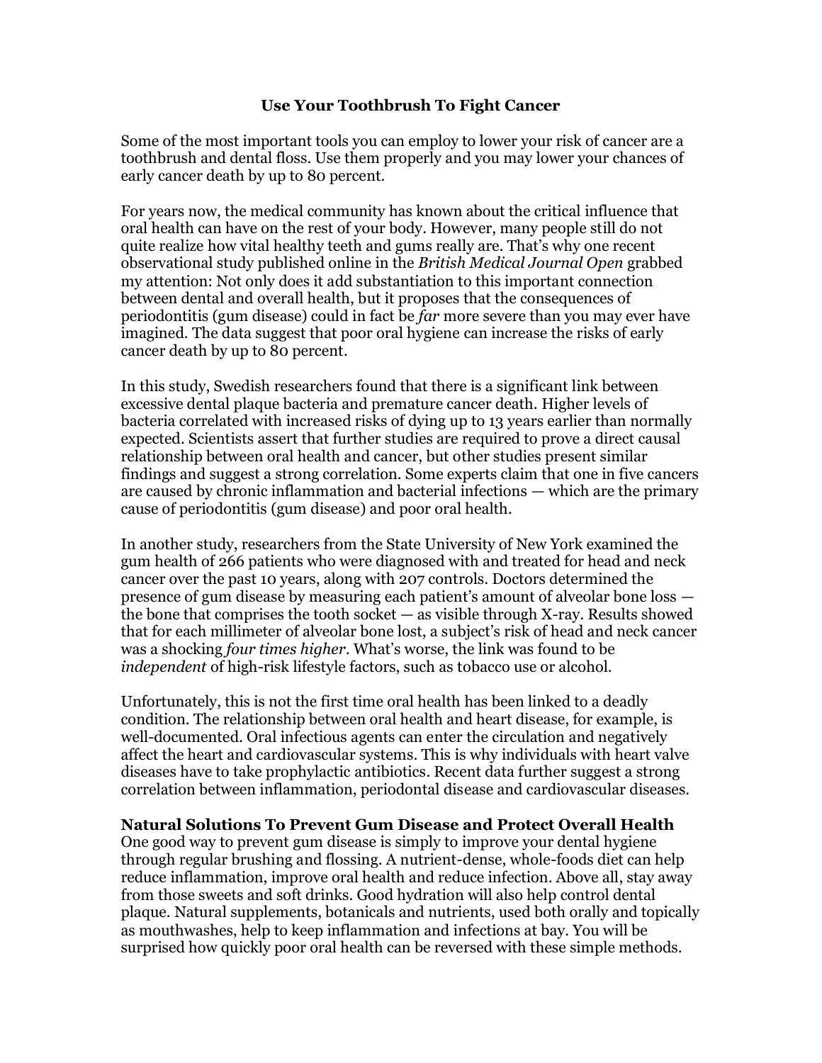# Use Your Toothbrush To Fight Cancer

Some of the most important tools you can employ to lower your risk of cancer are a toothbrush and dental floss. Use them properly and you may lower your chances of early cancer death by up to 80 percent.

For years now, the medical community has known about the critical influence that oral health can have on the rest of your body. However, many people still do not quite realize how vital healthy teeth and gums really are. That's why one recent observational study published online in the *British Medical Journal Open* grabbed my attention: Not only does it add substantiation to this important connection between dental and overall health, but it proposes that the consequences of periodontitis (gum disease) could in fact be *far* more severe than you may ever have imagined. The data suggest that poor oral hygiene can increase the risks of early cancer death by up to 80 percent.

In this study, Swedish researchers found that there is a significant link between excessive dental plaque bacteria and premature cancer death. Higher levels of bacteria correlated with increased risks of dying up to 13 years earlier than normally expected. Scientists assert that further studies are required to prove a direct causal relationship between oral health and cancer, but other studies present similar findings and suggest a strong correlation. Some experts claim that one in five cancers are caused by chronic inflammation and bacterial infections — which are the primary cause of periodontitis (gum disease) and poor oral health.

In another study, researchers from the State University of New York examined the gum health of 266 patients who were diagnosed with and treated for head and neck cancer over the past 10 years, along with 207 controls. Doctors determined the presence of gum disease by measuring each patient's amount of alveolar bone loss — the bone that comprises the tooth socket — as visible through X-ray. Results showed that for each millimeter of alveolar bone lost, a subject's risk of head and neck cancer was a shocking *four times higher*. What's worse, the link was found to be *independent* of high-risk lifestyle factors, such as tobacco use or alcohol.

Unfortunately, this is not the first time oral health has been linked to a deadly condition. The relationship between oral health and heart disease, for example, is well-documented. Oral infectious agents can enter the circulation and negatively affect the heart and cardiovascular systems. This is why individuals with heart valve diseases have to take prophylactic antibiotics. Recent data further suggest a strong correlation between inflammation, periodontal disease and cardiovascular diseases.

## Natural Solutions To Prevent Gum Disease and Protect Overall Health

One good way to prevent gum disease is simply to improve your dental hygiene through regular brushing and flossing. A nutrient-dense, whole-foods diet can help reduce inflammation, improve oral health and reduce infection. Above all, stay away from those sweets and soft drinks. Good hydration will also help control dental plaque. Natural supplements, botanicals and nutrients, used both orally and topically as mouthwashes, help to keep inflammation and infections at bay. You will be surprised how quickly poor oral health can be reversed with these simple methods.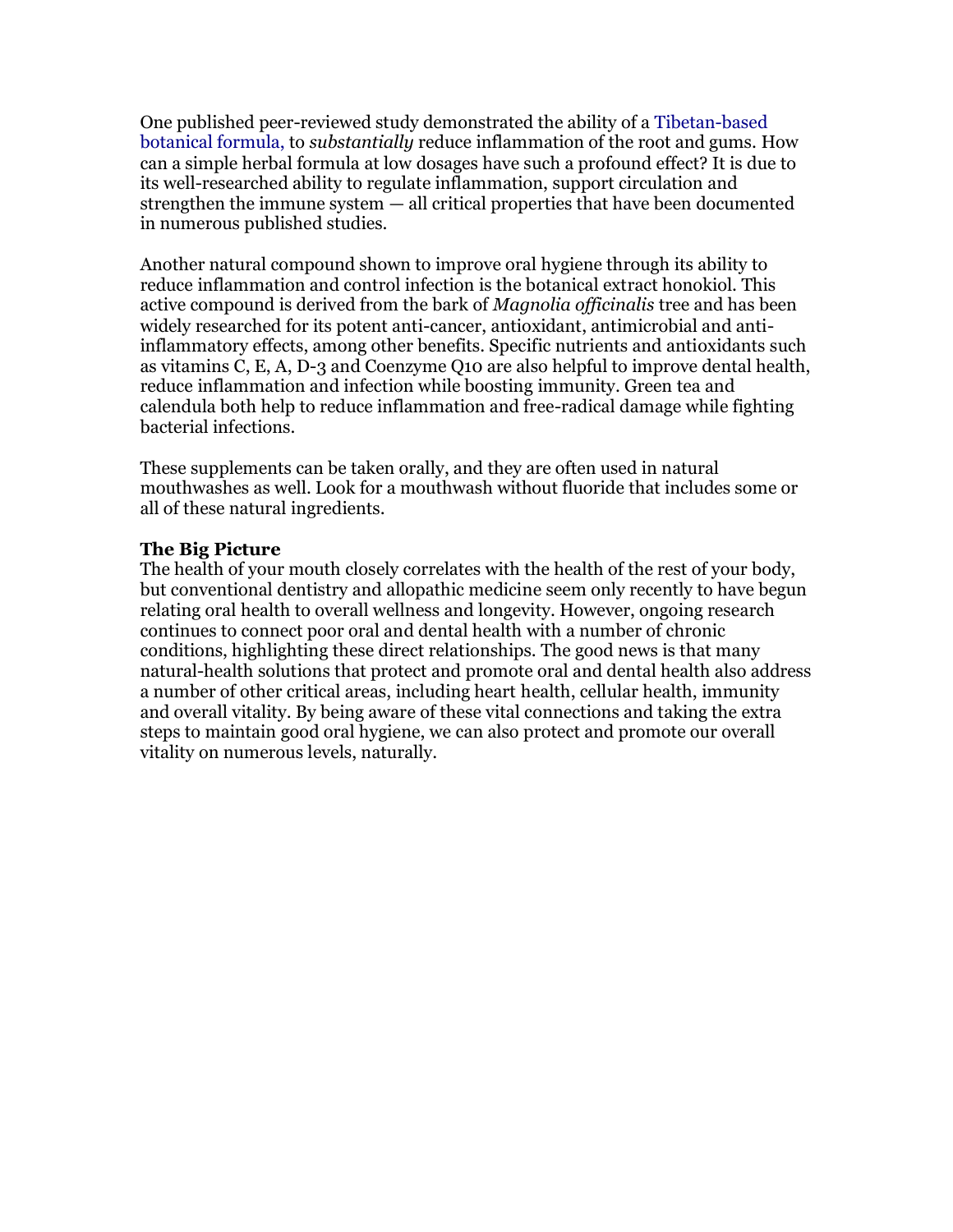One published peer-reviewed study demonstrated the ability of a Tibetan-based botanical formula, to *substantially* reduce inflammation of the root and gums. How can a simple herbal formula at low dosages have such a profound effect? It is due to its well-researched ability to regulate inflammation, support circulation and strengthen the immune system — all critical properties that have been documented in numerous published studies.

Another natural compound shown to improve oral hygiene through its ability to reduce inflammation and control infection is the botanical extract honokiol. This active compound is derived from the bark of *Magnolia officinalis* tree and has been widely researched for its potent anti-cancer, antioxidant, antimicrobial and anti-inflammatory effects, among other benefits. Specific nutrients and antioxidants such as vitamins C, E, A, D-3 and Coenzyme Q10 are also helpful to improve dental health, reduce inflammation and infection while boosting immunity. Green tea and calendula both help to reduce inflammation and free-radical damage while fighting bacterial infections.

These supplements can be taken orally, and they are often used in natural mouthwashes as well. Look for a mouthwash without fluoride that includes some or all of these natural ingredients.

**The Big Picture**

The health of your mouth closely correlates with the health of the rest of your body, but conventional dentistry and allopathic medicine seem only recently to have begun relating oral health to overall wellness and longevity. However, ongoing research continues to connect poor oral and dental health with a number of chronic conditions, highlighting these direct relationships. The good news is that many natural-health solutions that protect and promote oral and dental health also address a number of other critical areas, including heart health, cellular health, immunity and overall vitality. By being aware of these vital connections and taking the extra steps to maintain good oral hygiene, we can also protect and promote our overall vitality on numerous levels, naturally.